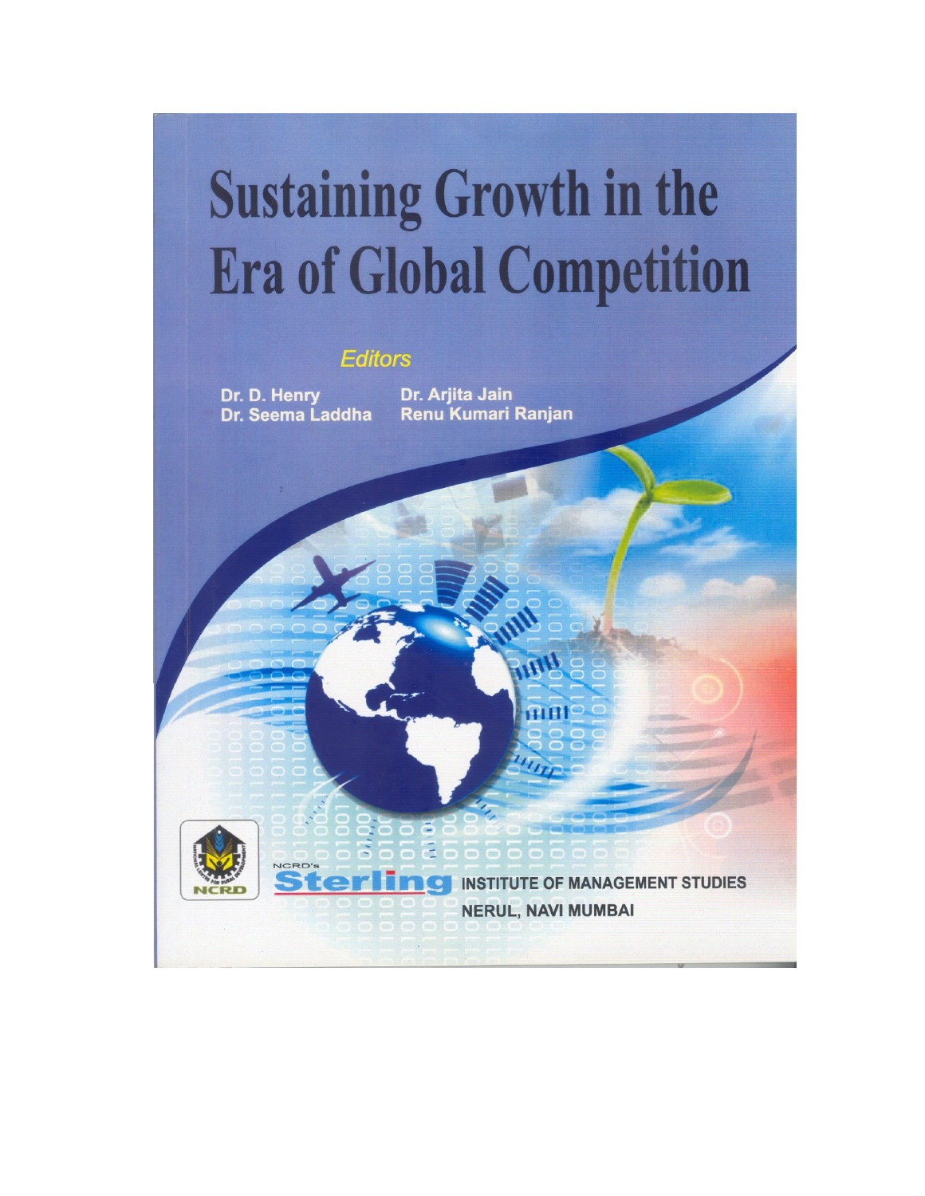# Sustaining Growth in the Era of Global Competition

*Editors*

**Dr. D. Henry**
**Dr. Seema Laddha**
**Dr. Arjita Jain**
**Renu Kumari Ranjan**

NCRD

NCRD's **Sterling** INSTITUTE OF MANAGEMENT STUDIES
NERUL, NAVI MUMBAI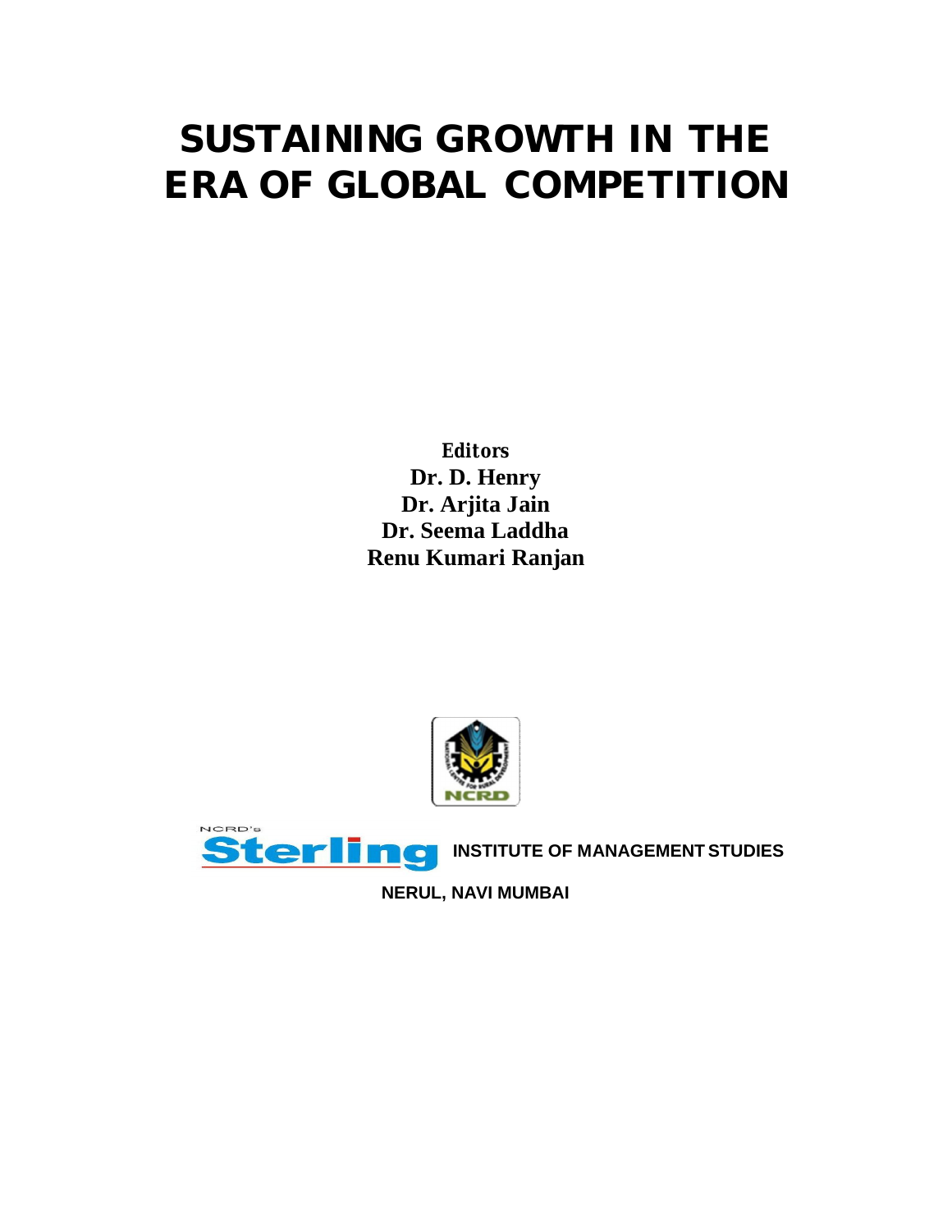# SUSTAINING GROWTH IN THE ERA OF GLOBAL COMPETITION

**Editors**

**Dr. D. Henry**

**Dr. Arjita Jain**

**Dr. Seema Laddha**

**Renu Kumari Ranjan**

NCRD's Sterling **INSTITUTE OF MANAGEMENT STUDIES**

**NERUL, NAVI MUMBAI**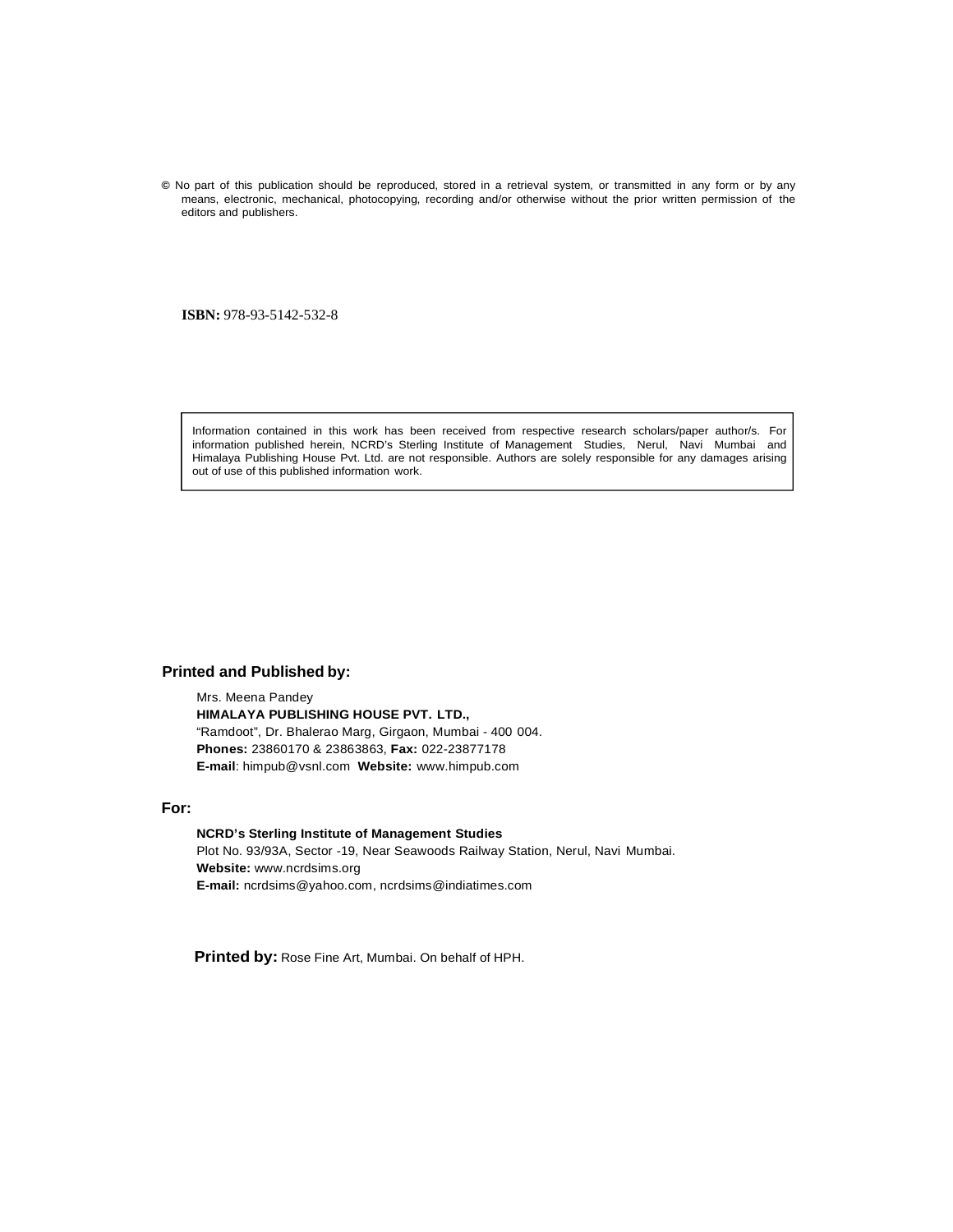© No part of this publication should be reproduced, stored in a retrieval system, or transmitted in any form or by any means, electronic, mechanical, photocopying, recording and/or otherwise without the prior written permission of the editors and publishers.

**ISBN:** 978-93-5142-532-8

Information contained in this work has been received from respective research scholars/paper author/s. For information published herein, NCRD's Sterling Institute of Management Studies, Nerul, Navi Mumbai and Himalaya Publishing House Pvt. Ltd. are not responsible. Authors are solely responsible for any damages arising out of use of this published information work.

**Printed and Published by:**

Mrs. Meena Pandey
**HIMALAYA PUBLISHING HOUSE PVT. LTD.,**
"Ramdoot", Dr. Bhalerao Marg, Girgaon, Mumbai - 400 004.
**Phones:** 23860170 & 23863863, **Fax:** 022-23877178
**E-mail**: himpub@vsnl.com **Website:** www.himpub.com

**For:**

**NCRD's Sterling Institute of Management Studies**
Plot No. 93/93A, Sector -19, Near Seawoods Railway Station, Nerul, Navi Mumbai.
**Website:** www.ncrdsims.org
**E-mail:** ncrdsims@yahoo.com, ncrdsims@indiatimes.com

**Printed by:** Rose Fine Art, Mumbai. On behalf of HPH.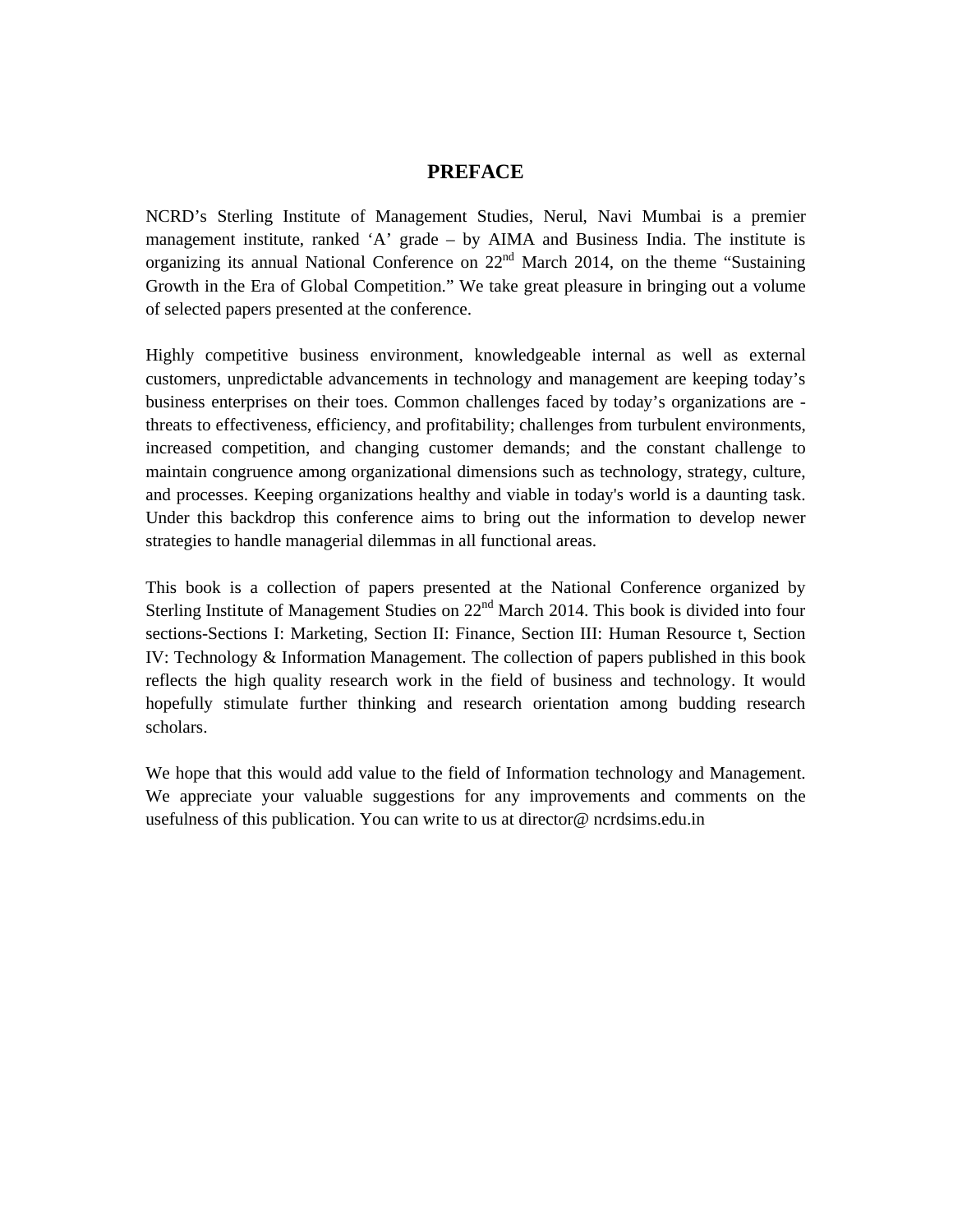# PREFACE

NCRD's Sterling Institute of Management Studies, Nerul, Navi Mumbai is a premier management institute, ranked 'A' grade – by AIMA and Business India. The institute is organizing its annual National Conference on 22nd March 2014, on the theme "Sustaining Growth in the Era of Global Competition." We take great pleasure in bringing out a volume of selected papers presented at the conference.

Highly competitive business environment, knowledgeable internal as well as external customers, unpredictable advancements in technology and management are keeping today's business enterprises on their toes. Common challenges faced by today's organizations are - threats to effectiveness, efficiency, and profitability; challenges from turbulent environments, increased competition, and changing customer demands; and the constant challenge to maintain congruence among organizational dimensions such as technology, strategy, culture, and processes. Keeping organizations healthy and viable in today's world is a daunting task. Under this backdrop this conference aims to bring out the information to develop newer strategies to handle managerial dilemmas in all functional areas.

This book is a collection of papers presented at the National Conference organized by Sterling Institute of Management Studies on 22nd March 2014. This book is divided into four sections-Sections I: Marketing, Section II: Finance, Section III: Human Resource t, Section IV: Technology & Information Management. The collection of papers published in this book reflects the high quality research work in the field of business and technology. It would hopefully stimulate further thinking and research orientation among budding research scholars.

We hope that this would add value to the field of Information technology and Management. We appreciate your valuable suggestions for any improvements and comments on the usefulness of this publication. You can write to us at director@ ncrdsims.edu.in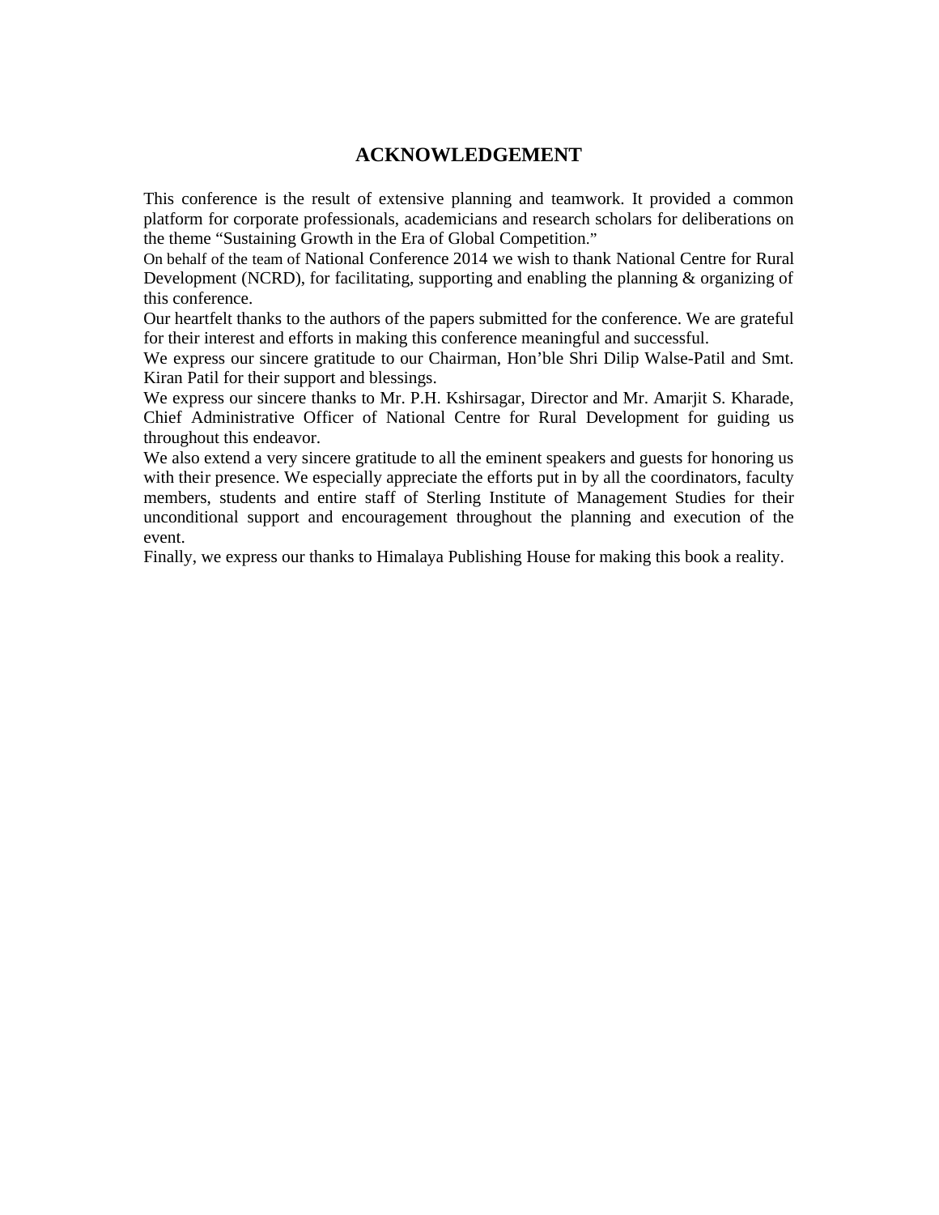# ACKNOWLEDGEMENT

This conference is the result of extensive planning and teamwork. It provided a common platform for corporate professionals, academicians and research scholars for deliberations on the theme "Sustaining Growth in the Era of Global Competition."

On behalf of the team of National Conference 2014 we wish to thank National Centre for Rural Development (NCRD), for facilitating, supporting and enabling the planning & organizing of this conference.

Our heartfelt thanks to the authors of the papers submitted for the conference. We are grateful for their interest and efforts in making this conference meaningful and successful.

We express our sincere gratitude to our Chairman, Hon'ble Shri Dilip Walse-Patil and Smt. Kiran Patil for their support and blessings.

We express our sincere thanks to Mr. P.H. Kshirsagar, Director and Mr. Amarjit S. Kharade, Chief Administrative Officer of National Centre for Rural Development for guiding us throughout this endeavor.

We also extend a very sincere gratitude to all the eminent speakers and guests for honoring us with their presence. We especially appreciate the efforts put in by all the coordinators, faculty members, students and entire staff of Sterling Institute of Management Studies for their unconditional support and encouragement throughout the planning and execution of the event.

Finally, we express our thanks to Himalaya Publishing House for making this book a reality.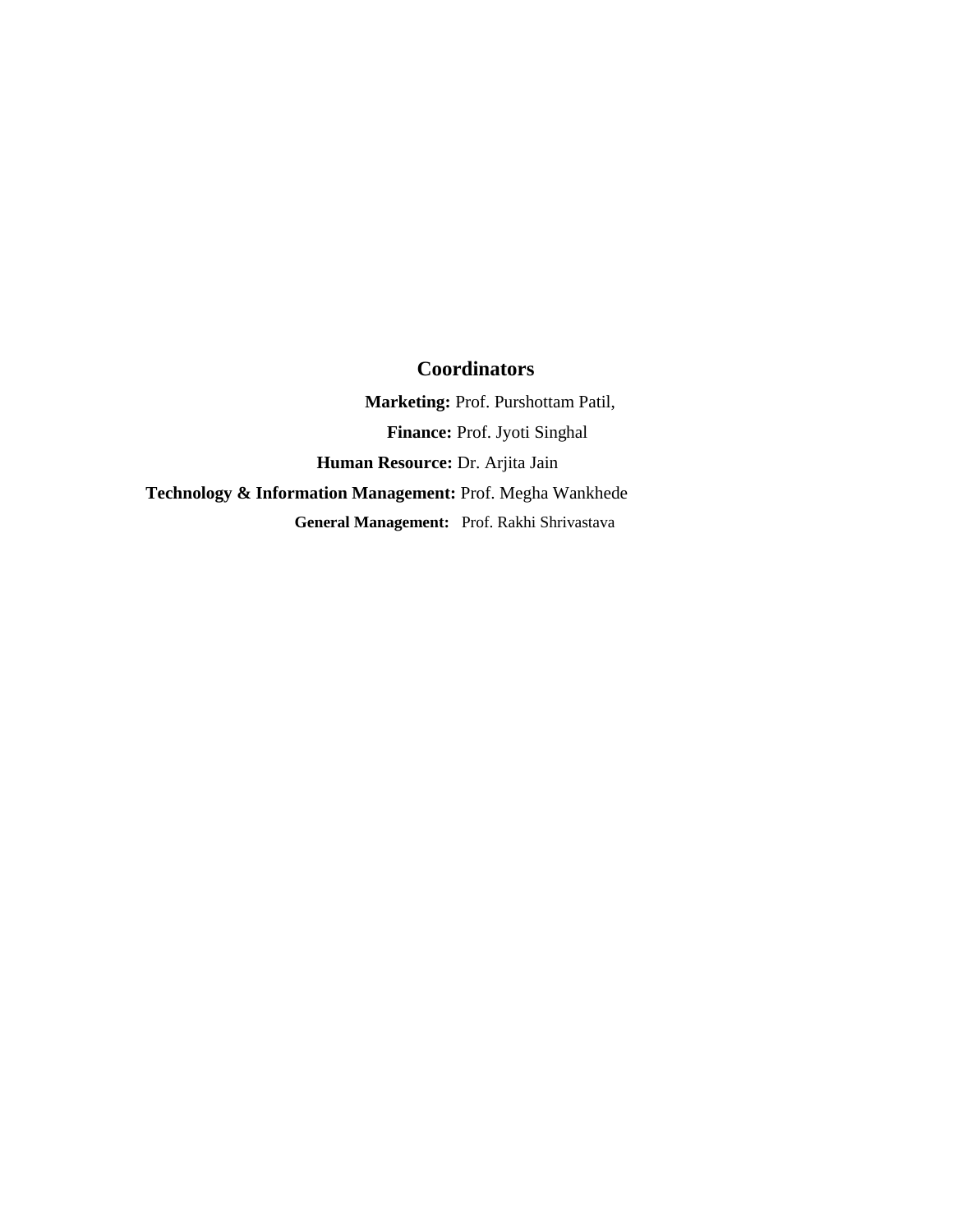## Coordinators

**Marketing:** Prof. Purshottam Patil,

**Finance:** Prof. Jyoti Singhal

**Human Resource:** Dr. Arjita Jain

**Technology & Information Management:** Prof. Megha Wankhede

**General Management:** Prof. Rakhi Shrivastava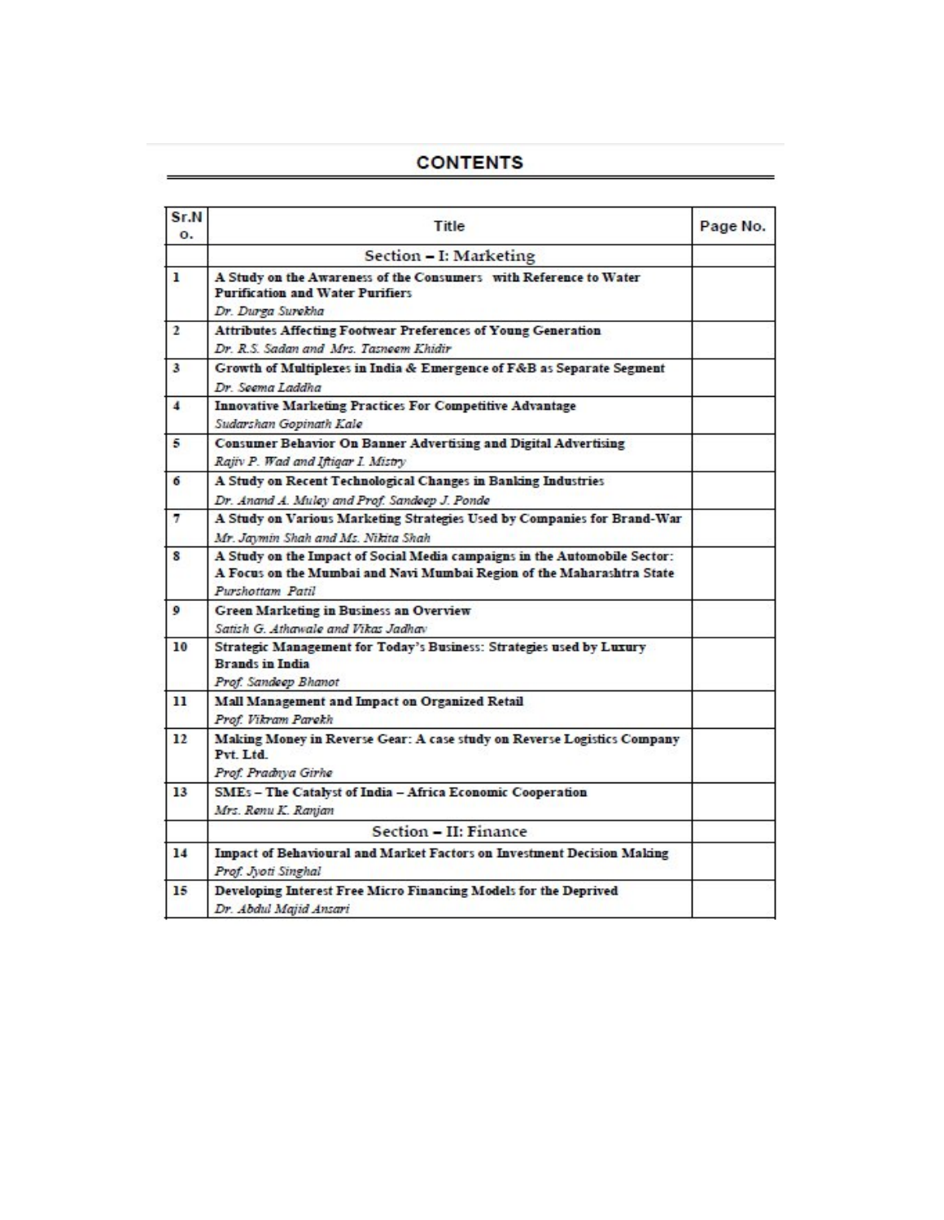# CONTENTS

| Sr.No. | Title | Page No. |
|---|---|---|
| | Section – I: Marketing | |
| 1 | **A Study on the Awareness of the Consumers with Reference to Water Purification and Water Purifiers**<br>*Dr. Durga Surekha* | |
| 2 | **Attributes Affecting Footwear Preferences of Young Generation**<br>*Dr. R.S. Sadan and Mrs. Tasneem Khidir* | |
| 3 | **Growth of Multiplexes in India & Emergence of F&B as Separate Segment**<br>*Dr. Seema Laddha* | |
| 4 | **Innovative Marketing Practices For Competitive Advantage**<br>*Sudarshan Gopinath Kale* | |
| 5 | **Consumer Behavior On Banner Advertising and Digital Advertising**<br>*Rajiv P. Wad and Iftiqar I. Mistry* | |
| 6 | **A Study on Recent Technological Changes in Banking Industries**<br>*Dr. Anand A. Muley and Prof. Sandeep J. Ponde* | |
| 7 | **A Study on Various Marketing Strategies Used by Companies for Brand-War**<br>*Mr. Jaymin Shah and Ms. Nikita Shah* | |
| 8 | **A Study on the Impact of Social Media campaigns in the Automobile Sector: A Focus on the Mumbai and Navi Mumbai Region of the Maharashtra State**<br>*Purshottam Patil* | |
| 9 | **Green Marketing in Business an Overview**<br>*Satish G. Athawale and Vikas Jadhav* | |
| 10 | **Strategic Management for Today's Business: Strategies used by Luxury Brands in India**<br>*Prof. Sandeep Bhanot* | |
| 11 | **Mall Management and Impact on Organized Retail**<br>*Prof. Vikram Parekh* | |
| 12 | **Making Money in Reverse Gear: A case study on Reverse Logistics Company Pvt. Ltd.**<br>*Prof. Pradnya Girhe* | |
| 13 | **SMEs – The Catalyst of India – Africa Economic Cooperation**<br>*Mrs. Renu K. Ranjan* | |
| | Section – II: Finance | |
| 14 | **Impact of Behavioural and Market Factors on Investment Decision Making**<br>*Prof. Jyoti Singhal* | |
| 15 | **Developing Interest Free Micro Financing Models for the Deprived**<br>*Dr. Abdul Majid Ansari* | |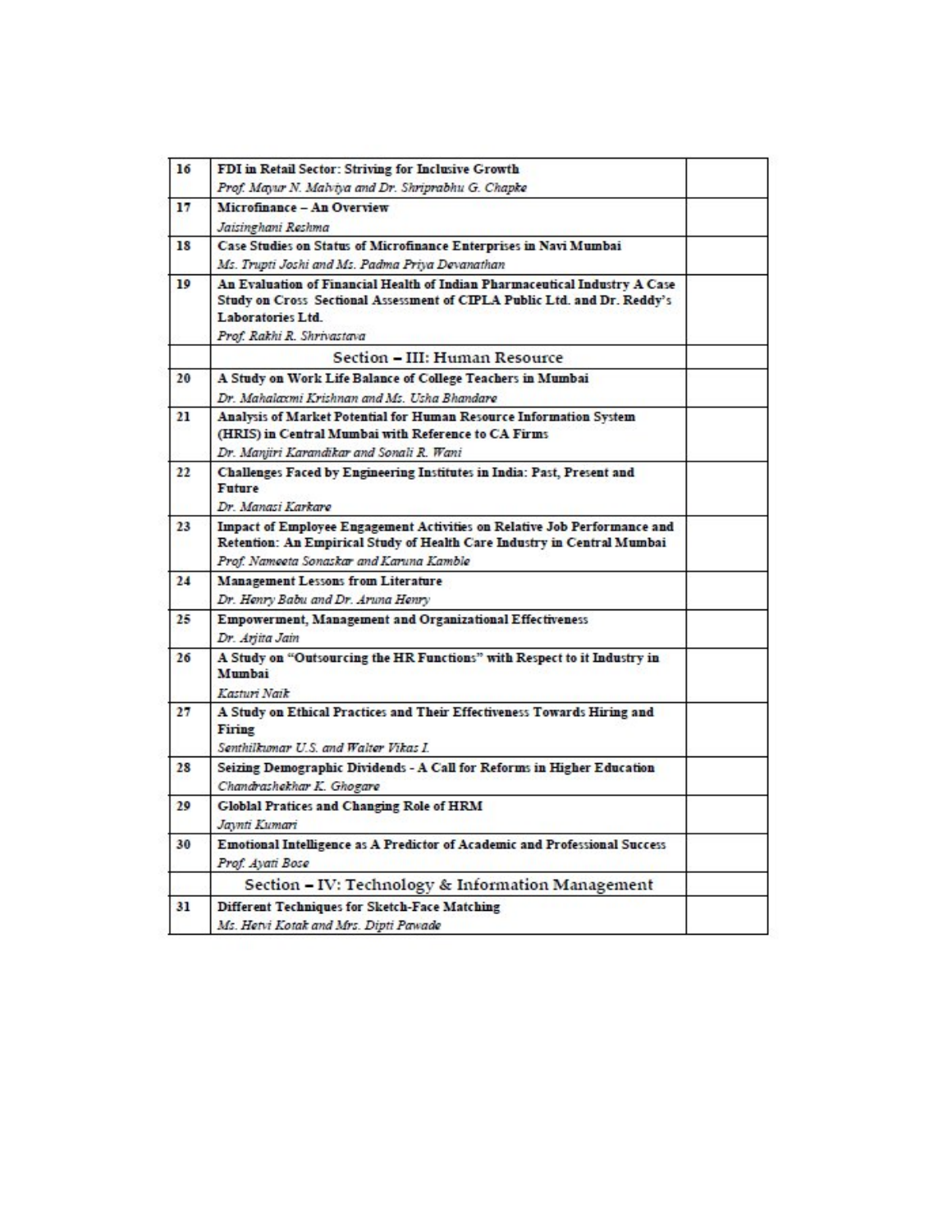| | | |
|---|---|---|
| 16 | **FDI in Retail Sector: Striving for Inclusive Growth**<br>*Prof. Mayur N. Malviya and Dr. Shriprabhu G. Chapke* | |
| 17 | **Microfinance – An Overview**<br>*Jaisinghani Reshma* | |
| 18 | **Case Studies on Status of Microfinance Enterprises in Navi Mumbai**<br>*Ms. Trupti Joshi and Ms. Padma Priya Devanathan* | |
| 19 | **An Evaluation of Financial Health of Indian Pharmaceutical Industry A Case Study on Cross Sectional Assessment of CIPLA Public Ltd. and Dr. Reddy's Laboratories Ltd.**<br>*Prof. Rakhi R. Shrivastava* | |
| | **Section – III: Human Resource** | |
| 20 | **A Study on Work Life Balance of College Teachers in Mumbai**<br>*Dr. Mahalaxmi Krishnan and Ms. Usha Bhandare* | |
| 21 | **Analysis of Market Potential for Human Resource Information System (HRIS) in Central Mumbai with Reference to CA Firms**<br>*Dr. Manjiri Karandikar and Sonali R. Wani* | |
| 22 | **Challenges Faced by Engineering Institutes in India: Past, Present and Future**<br>*Dr. Manasi Karkare* | |
| 23 | **Impact of Employee Engagement Activities on Relative Job Performance and Retention: An Empirical Study of Health Care Industry in Central Mumbai**<br>*Prof. Nameeta Sonaskar and Karuna Kamble* | |
| 24 | **Management Lessons from Literature**<br>*Dr. Henry Babu and Dr. Aruna Henry* | |
| 25 | **Empowerment, Management and Organizational Effectiveness**<br>*Dr. Arjita Jain* | |
| 26 | **A Study on "Outsourcing the HR Functions" with Respect to it Industry in Mumbai**<br>*Kasturi Naik* | |
| 27 | **A Study on Ethical Practices and Their Effectiveness Towards Hiring and Firing**<br>*Senthilkumar U.S. and Walter Vikas I.* | |
| 28 | **Seizing Demographic Dividends - A Call for Reforms in Higher Education**<br>*Chandrashekhar K. Ghogare* | |
| 29 | **Globlal Pratices and Changing Role of HRM**<br>*Jaynti Kumari* | |
| 30 | **Emotional Intelligence as A Predictor of Academic and Professional Success**<br>*Prof. Ayati Bose* | |
| | **Section – IV: Technology & Information Management** | |
| 31 | **Different Techniques for Sketch-Face Matching**<br>*Ms. Hetvi Kotak and Mrs. Dipti Pawade* | |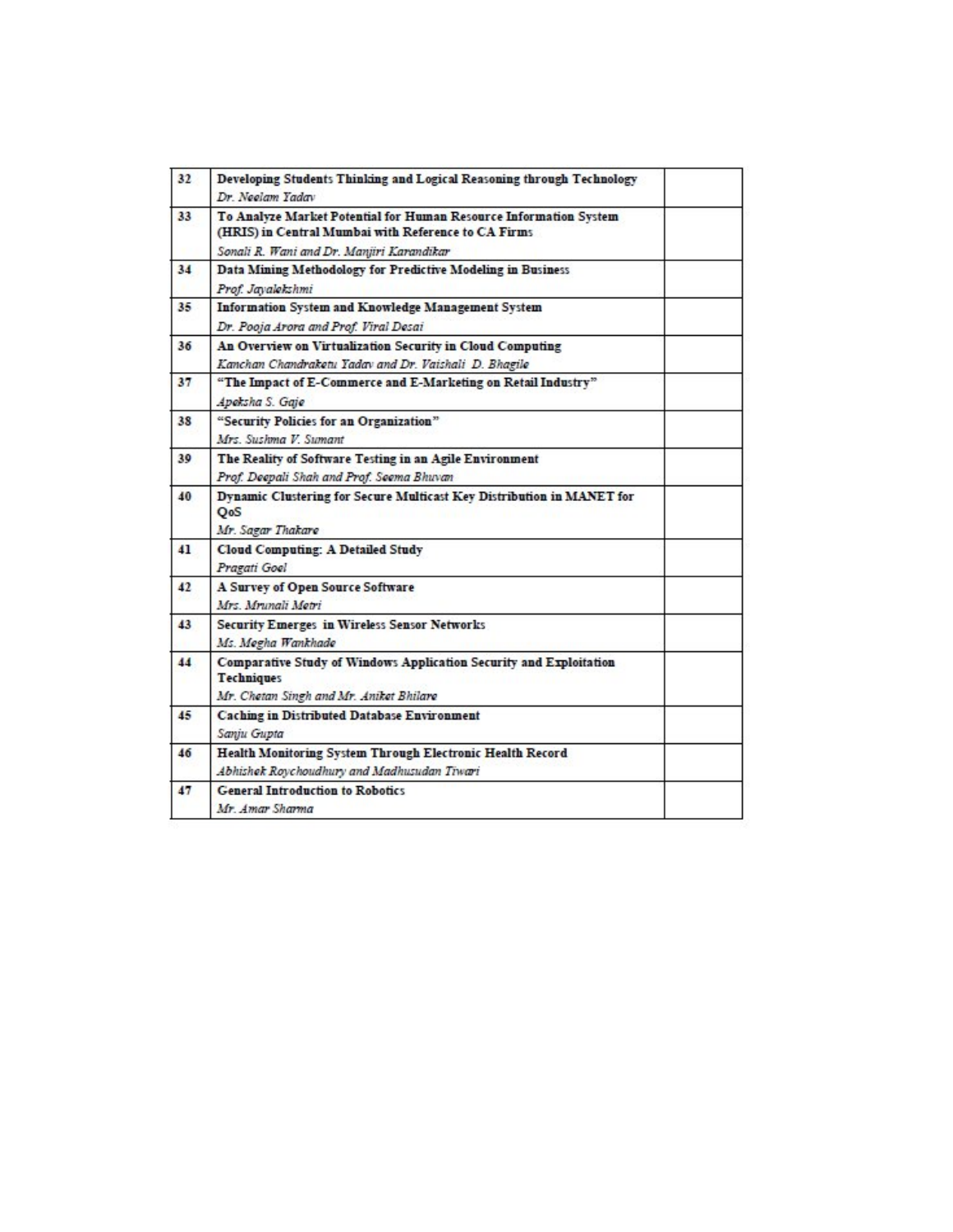| | | |
|---|---|---|
| 32 | **Developing Students Thinking and Logical Reasoning through Technology**<br>*Dr. Neelam Yadav* | |
| 33 | **To Analyze Market Potential for Human Resource Information System (HRIS) in Central Mumbai with Reference to CA Firms**<br>*Sonali R. Wani and Dr. Manjiri Karandikar* | |
| 34 | **Data Mining Methodology for Predictive Modeling in Business**<br>*Prof. Jayalekshmi* | |
| 35 | **Information System and Knowledge Management System**<br>*Dr. Pooja Arora and Prof. Viral Desai* | |
| 36 | **An Overview on Virtualization Security in Cloud Computing**<br>*Kanchan Chandraketu Yadav and Dr. Vaishali D. Bhagile* | |
| 37 | **"The Impact of E-Commerce and E-Marketing on Retail Industry"**<br>*Apeksha S. Gaje* | |
| 38 | **"Security Policies for an Organization"**<br>*Mrs. Sushma V. Sumant* | |
| 39 | **The Reality of Software Testing in an Agile Environment**<br>*Prof. Deepali Shah and Prof. Seema Bhuvan* | |
| 40 | **Dynamic Clustering for Secure Multicast Key Distribution in MANET for QoS**<br>*Mr. Sagar Thakare* | |
| 41 | **Cloud Computing: A Detailed Study**<br>*Pragati Goel* | |
| 42 | **A Survey of Open Source Software**<br>*Mrs. Mrunali Metri* | |
| 43 | **Security Emerges in Wireless Sensor Networks**<br>*Ms. Megha Wankhade* | |
| 44 | **Comparative Study of Windows Application Security and Exploitation Techniques**<br>*Mr. Chetan Singh and Mr. Aniket Bhilare* | |
| 45 | **Caching in Distributed Database Environment**<br>*Sanju Gupta* | |
| 46 | **Health Monitoring System Through Electronic Health Record**<br>*Abhishek Roychoudhury and Madhusudan Tiwari* | |
| 47 | **General Introduction to Robotics**<br>*Mr. Amar Sharma* | |